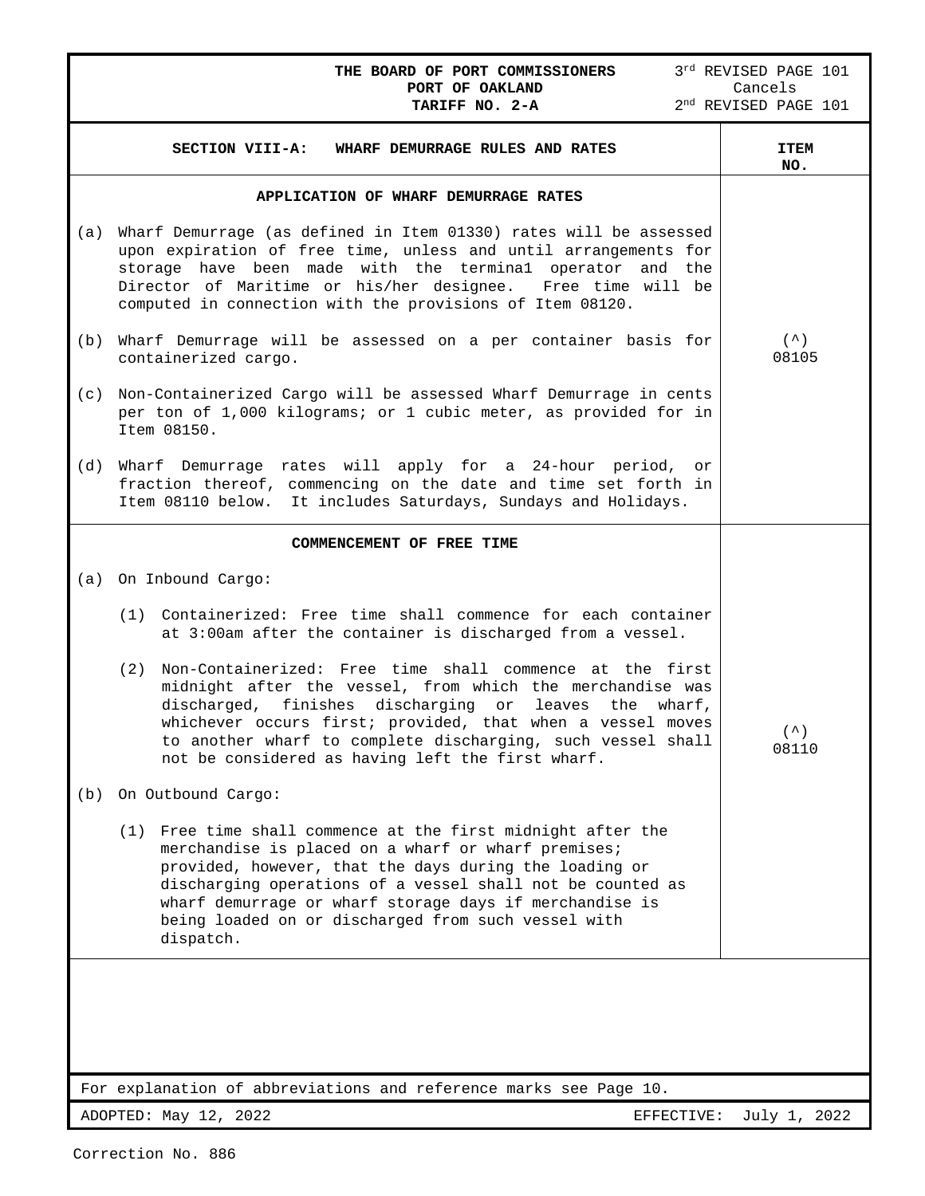**THE BOARD OF PORT COMMISSIONERS**
**PORT OF OAKLAND**
**TARIFF NO. 2-A**

3rd REVISED PAGE 101
Cancels
2nd REVISED PAGE 101

| SECTION VIII-A: WHARF DEMURRAGE RULES AND RATES | ITEM NO. |
|---|---|
| **APPLICATION OF WHARF DEMURRAGE RATES**<br><br>(a) Wharf Demurrage (as defined in Item 01330) rates will be assessed upon expiration of free time, unless and until arrangements for storage have been made with the termina1 operator and the Director of Maritime or his/her designee. Free time will be computed in connection with the provisions of Item 08120.<br><br>(b) Wharf Demurrage will be assessed on a per container basis for containerized cargo.<br><br>(c) Non-Containerized Cargo will be assessed Wharf Demurrage in cents per ton of 1,000 kilograms; or 1 cubic meter, as provided for in Item 08150.<br><br>(d) Wharf Demurrage rates will apply for a 24-hour period, or fraction thereof, commencing on the date and time set forth in Item 08110 below. It includes Saturdays, Sundays and Holidays. | (^) 08105 |
| **COMMENCEMENT OF FREE TIME**<br><br>(a) On Inbound Cargo:<br><br>(1) Containerized: Free time shall commence for each container at 3:00am after the container is discharged from a vessel.<br><br>(2) Non-Containerized: Free time shall commence at the first midnight after the vessel, from which the merchandise was discharged, finishes discharging or leaves the wharf, whichever occurs first; provided, that when a vessel moves to another wharf to complete discharging, such vessel shall not be considered as having left the first wharf.<br><br>(b) On Outbound Cargo:<br><br>(1) Free time shall commence at the first midnight after the merchandise is placed on a wharf or wharf premises; provided, however, that the days during the loading or discharging operations of a vessel shall not be counted as wharf demurrage or wharf storage days if merchandise is being loaded on or discharged from such vessel with dispatch. | (^) 08110 |

For explanation of abbreviations and reference marks see Page 10.

ADOPTED: May 12, 2022 EFFECTIVE: July 1, 2022

Correction No. 886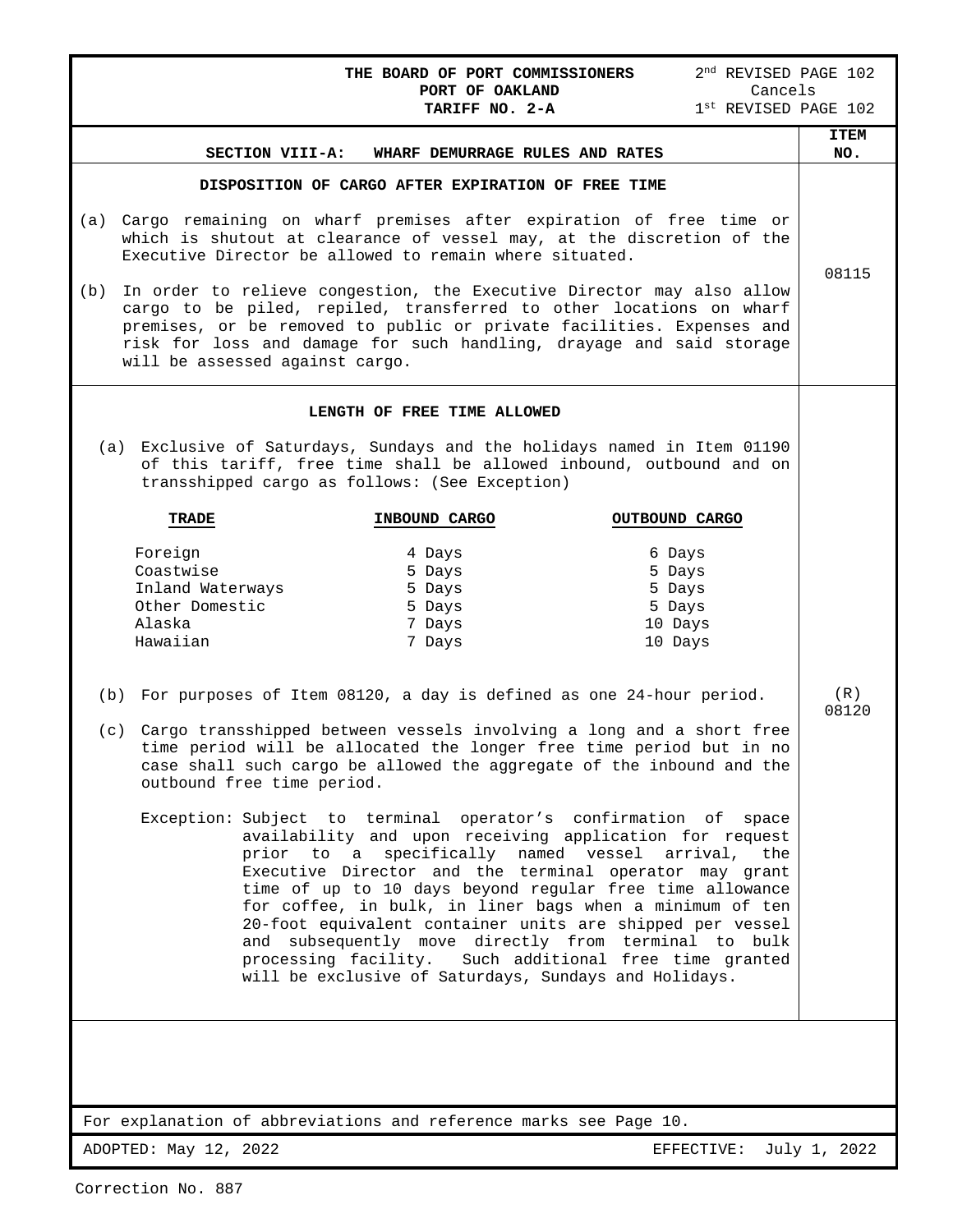THE BOARD OF PORT COMMISSIONERS
PORT OF OAKLAND
TARIFF NO. 2-A

2nd REVISED PAGE 102
Cancels
1st REVISED PAGE 102

## SECTION VIII-A: WHARF DEMURRAGE RULES AND RATES

### DISPOSITION OF CARGO AFTER EXPIRATION OF FREE TIME

**ITEM NO. 08115**

(a) Cargo remaining on wharf premises after expiration of free time or which is shutout at clearance of vessel may, at the discretion of the Executive Director be allowed to remain where situated.

(b) In order to relieve congestion, the Executive Director may also allow cargo to be piled, repiled, transferred to other locations on wharf premises, or be removed to public or private facilities. Expenses and risk for loss and damage for such handling, drayage and said storage will be assessed against cargo.

### LENGTH OF FREE TIME ALLOWED

**ITEM NO. (R) 08120**

(a) Exclusive of Saturdays, Sundays and the holidays named in Item 01190 of this tariff, free time shall be allowed inbound, outbound and on transshipped cargo as follows: (See Exception)

| TRADE | INBOUND CARGO | OUTBOUND CARGO |
|---|---|---|
| Foreign | 4 Days | 6 Days |
| Coastwise | 5 Days | 5 Days |
| Inland Waterways | 5 Days | 5 Days |
| Other Domestic | 5 Days | 5 Days |
| Alaska | 7 Days | 10 Days |
| Hawaiian | 7 Days | 10 Days |

(b) For purposes of Item 08120, a day is defined as one 24-hour period.

(c) Cargo transshipped between vessels involving a long and a short free time period will be allocated the longer free time period but in no case shall such cargo be allowed the aggregate of the inbound and the outbound free time period.

Exception: Subject to terminal operator's confirmation of space availability and upon receiving application for request prior to a specifically named vessel arrival, the Executive Director and the terminal operator may grant time of up to 10 days beyond regular free time allowance for coffee, in bulk, in liner bags when a minimum of ten 20-foot equivalent container units are shipped per vessel and subsequently move directly from terminal to bulk processing facility. Such additional free time granted will be exclusive of Saturdays, Sundays and Holidays.

For explanation of abbreviations and reference marks see Page 10.

ADOPTED: May 12, 2022 EFFECTIVE: July 1, 2022

Correction No. 887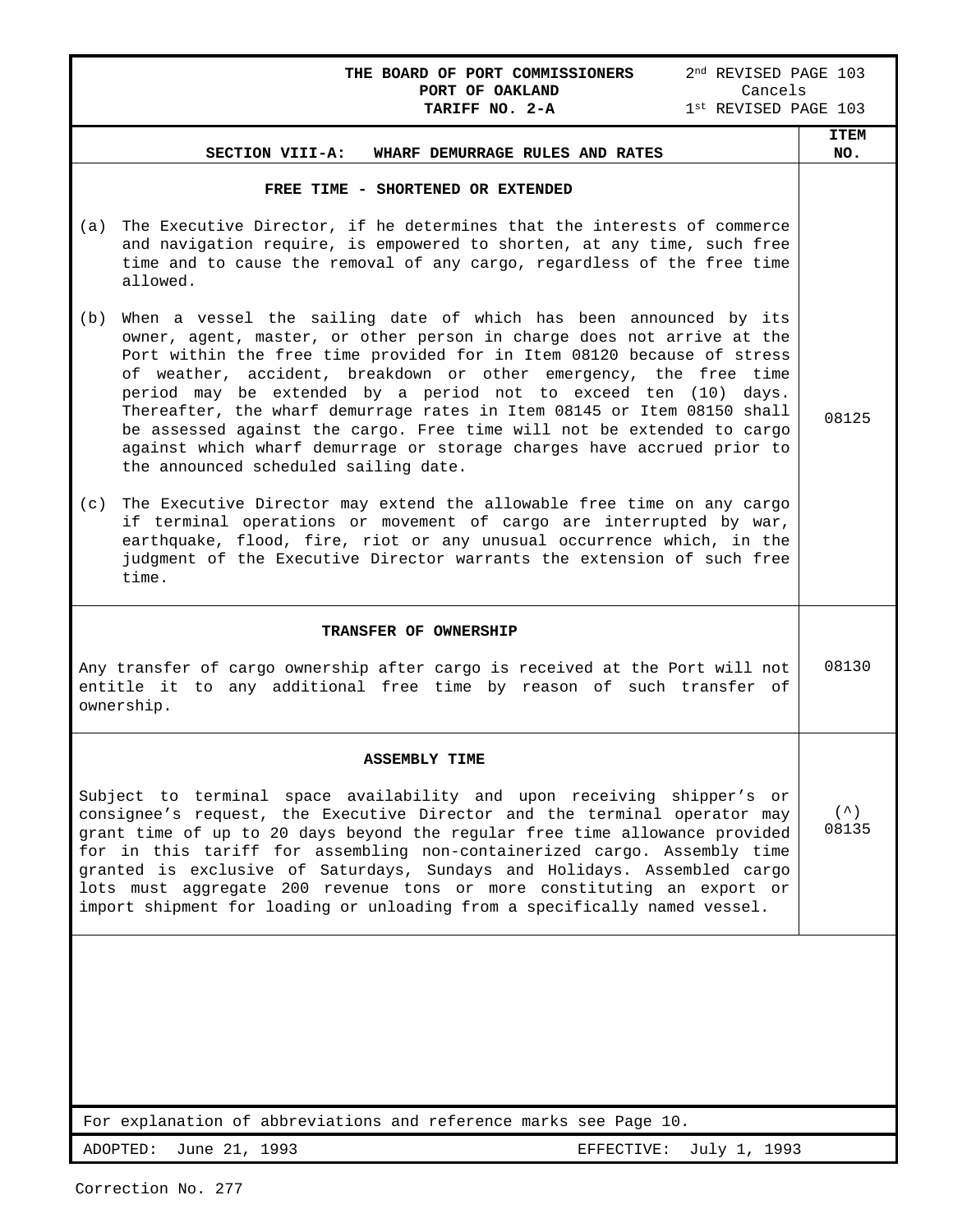**THE BOARD OF PORT COMMISSIONERS**
**PORT OF OAKLAND**
**TARIFF NO. 2-A**

2nd REVISED PAGE 103
Cancels
1st REVISED PAGE 103

| SECTION VIII-A: WHARF DEMURRAGE RULES AND RATES | ITEM NO. |
|---|---|
| **FREE TIME - SHORTENED OR EXTENDED**<br><br>(a) The Executive Director, if he determines that the interests of commerce and navigation require, is empowered to shorten, at any time, such free time and to cause the removal of any cargo, regardless of the free time allowed.<br><br>(b) When a vessel the sailing date of which has been announced by its owner, agent, master, or other person in charge does not arrive at the Port within the free time provided for in Item 08120 because of stress of weather, accident, breakdown or other emergency, the free time period may be extended by a period not to exceed ten (10) days. Thereafter, the wharf demurrage rates in Item 08145 or Item 08150 shall be assessed against the cargo. Free time will not be extended to cargo against which wharf demurrage or storage charges have accrued prior to the announced scheduled sailing date.<br><br>(c) The Executive Director may extend the allowable free time on any cargo if terminal operations or movement of cargo are interrupted by war, earthquake, flood, fire, riot or any unusual occurrence which, in the judgment of the Executive Director warrants the extension of such free time. | 08125 |
| **TRANSFER OF OWNERSHIP**<br><br>Any transfer of cargo ownership after cargo is received at the Port will not entitle it to any additional free time by reason of such transfer of ownership. | 08130 |
| **ASSEMBLY TIME**<br><br>Subject to terminal space availability and upon receiving shipper's or consignee's request, the Executive Director and the terminal operator may grant time of up to 20 days beyond the regular free time allowance provided for in this tariff for assembling non-containerized cargo. Assembly time granted is exclusive of Saturdays, Sundays and Holidays. Assembled cargo lots must aggregate 200 revenue tons or more constituting an export or import shipment for loading or unloading from a specifically named vessel. | (^) 08135 |

For explanation of abbreviations and reference marks see Page 10.

ADOPTED: June 21, 1993 EFFECTIVE: July 1, 1993

Correction No. 277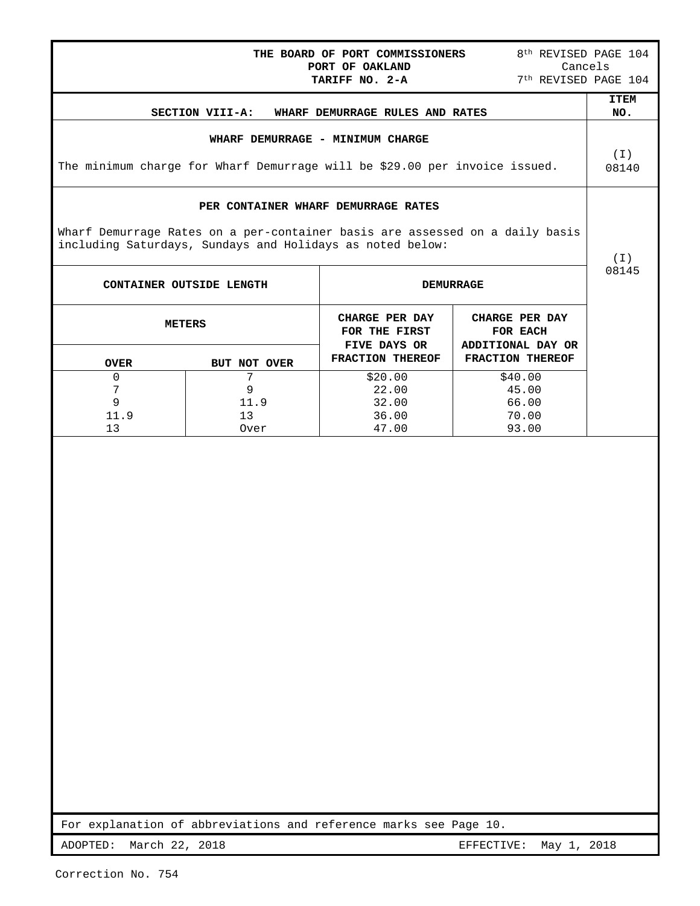**THE BOARD OF PORT COMMISSIONERS**
**PORT OF OAKLAND**
**TARIFF NO. 2-A**

8th REVISED PAGE 104
Cancels
7th REVISED PAGE 104

## SECTION VIII-A: WHARF DEMURRAGE RULES AND RATES

### WHARF DEMURRAGE - MINIMUM CHARGE

ITEM NO. (I) 08140

The minimum charge for Wharf Demurrage will be $29.00 per invoice issued.

### PER CONTAINER WHARF DEMURRAGE RATES

ITEM NO. (I) 08145

Wharf Demurrage Rates on a per-container basis are assessed on a daily basis including Saturdays, Sundays and Holidays as noted below:

| CONTAINER OUTSIDE LENGTH | | DEMURRAGE | |
|---|---|---|---|
| METERS | | CHARGE PER DAY FOR THE FIRST FIVE DAYS OR FRACTION THEREOF | CHARGE PER DAY FOR EACH ADDITIONAL DAY OR FRACTION THEREOF |
| OVER | BUT NOT OVER | | |
| 0 | 7 | $20.00 | $40.00 |
| 7 | 9 | 22.00 | 45.00 |
| 9 | 11.9 | 32.00 | 66.00 |
| 11.9 | 13 | 36.00 | 70.00 |
| 13 | Over | 47.00 | 93.00 |

For explanation of abbreviations and reference marks see Page 10.

ADOPTED: March 22, 2018

EFFECTIVE: May 1, 2018

Correction No. 754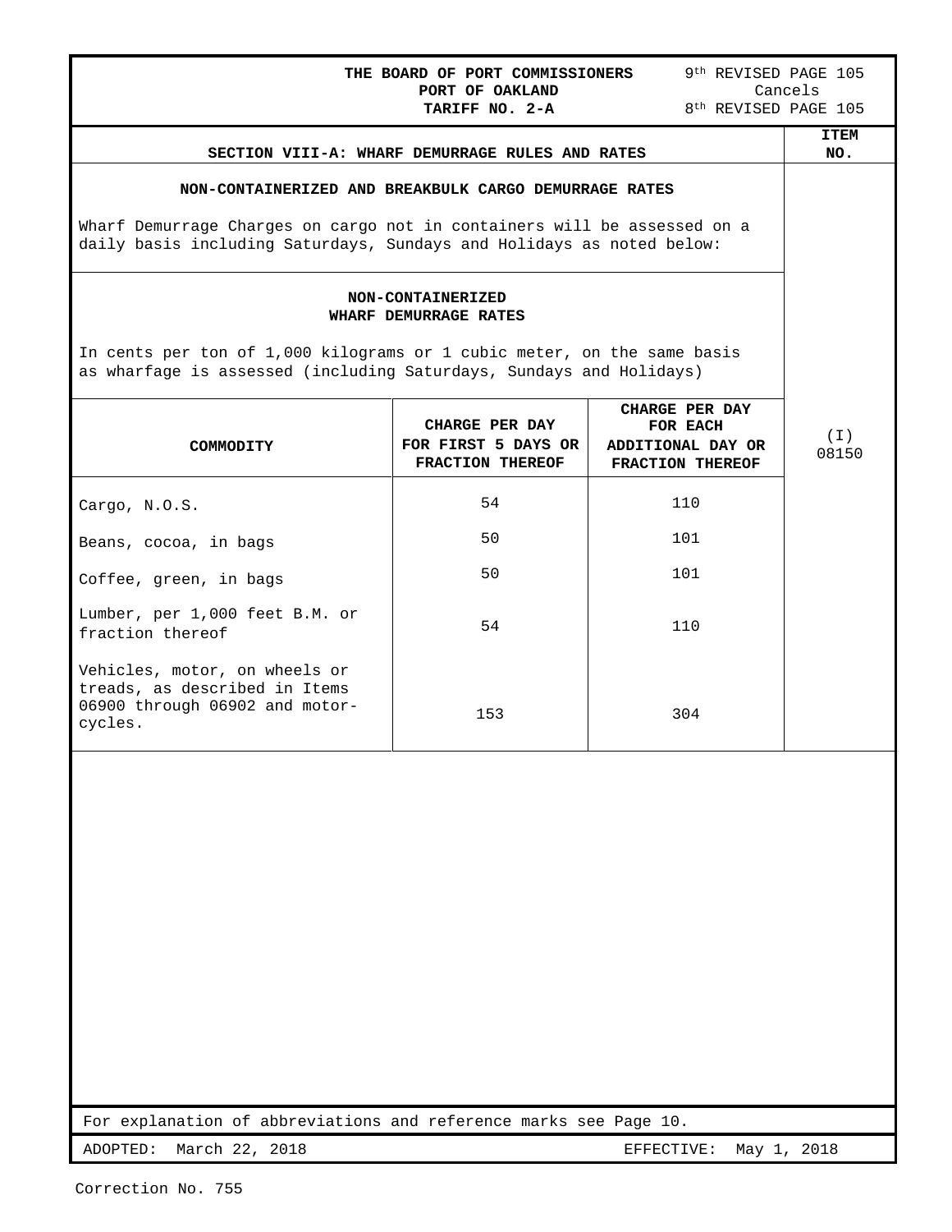THE BOARD OF PORT COMMISSIONERS
PORT OF OAKLAND
TARIFF NO. 2-A

9th REVISED PAGE 105
Cancels
8th REVISED PAGE 105

## SECTION VIII-A: WHARF DEMURRAGE RULES AND RATES

**ITEM NO.** (I) 08150

### NON-CONTAINERIZED AND BREAKBULK CARGO DEMURRAGE RATES

Wharf Demurrage Charges on cargo not in containers will be assessed on a daily basis including Saturdays, Sundays and Holidays as noted below:

### NON-CONTAINERIZED WHARF DEMURRAGE RATES

In cents per ton of 1,000 kilograms or 1 cubic meter, on the same basis as wharfage is assessed (including Saturdays, Sundays and Holidays)

| COMMODITY | CHARGE PER DAY FOR FIRST 5 DAYS OR FRACTION THEREOF | CHARGE PER DAY FOR EACH ADDITIONAL DAY OR FRACTION THEREOF |
|---|---|---|
| Cargo, N.O.S. | 54 | 110 |
| Beans, cocoa, in bags | 50 | 101 |
| Coffee, green, in bags | 50 | 101 |
| Lumber, per 1,000 feet B.M. or fraction thereof | 54 | 110 |
| Vehicles, motor, on wheels or treads, as described in Items 06900 through 06902 and motor-cycles. | 153 | 304 |

For explanation of abbreviations and reference marks see Page 10.

ADOPTED: March 22, 2018 EFFECTIVE: May 1, 2018

Correction No. 755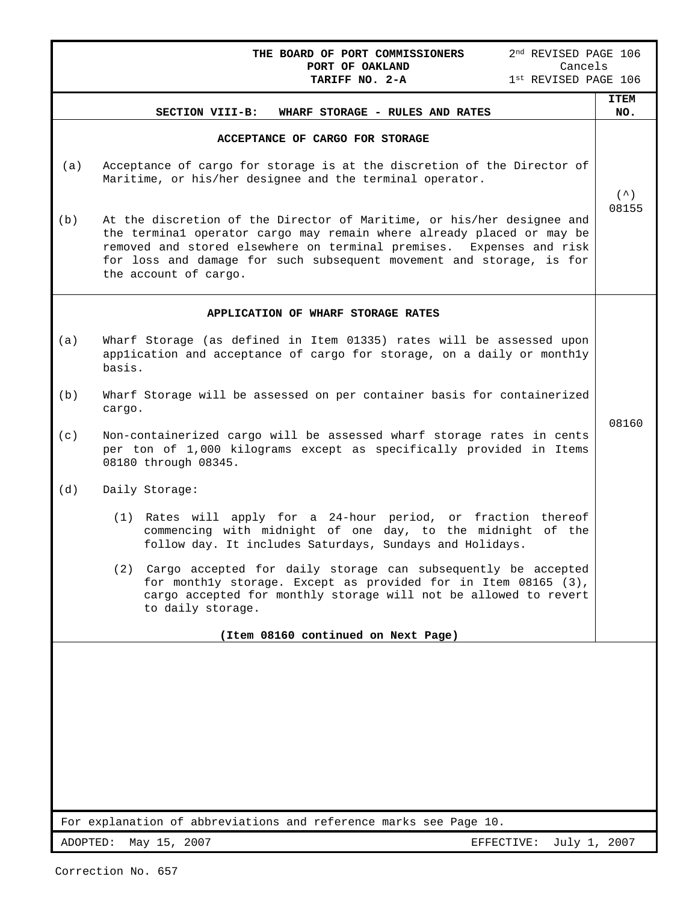**THE BOARD OF PORT COMMISSIONERS**
**PORT OF OAKLAND**
**TARIFF NO. 2-A**

2nd REVISED PAGE 106
Cancels
1st REVISED PAGE 106

## SECTION VIII-B: WHARF STORAGE - RULES AND RATES

| | ITEM NO. |
|---|---|
| **ACCEPTANCE OF CARGO FOR STORAGE**<br><br>(a) Acceptance of cargo for storage is at the discretion of the Director of Maritime, or his/her designee and the terminal operator.<br><br>(b) At the discretion of the Director of Maritime, or his/her designee and the termina1 operator cargo may remain where already placed or may be removed and stored elsewhere on terminal premises. Expenses and risk for loss and damage for such subsequent movement and storage, is for the account of cargo. | (^) 08155 |
| **APPLICATION OF WHARF STORAGE RATES**<br><br>(a) Wharf Storage (as defined in Item 01335) rates will be assessed upon app1ication and acceptance of cargo for storage, on a daily or month1y basis.<br><br>(b) Wharf Storage will be assessed on per container basis for containerized cargo.<br><br>(c) Non-containerized cargo will be assessed wharf storage rates in cents per ton of 1,000 kilograms except as specifically provided in Items 08180 through 08345.<br><br>(d) Daily Storage:<br><br>(1) Rates will apply for a 24-hour period, or fraction thereof commencing with midnight of one day, to the midnight of the follow day. It includes Saturdays, Sundays and Holidays.<br><br>(2) Cargo accepted for daily storage can subsequently be accepted for month1y storage. Except as provided for in Item 08165 (3), cargo accepted for monthly storage will not be allowed to revert to daily storage.<br><br>**(Item 08160 continued on Next Page)** | 08160 |

For explanation of abbreviations and reference marks see Page 10.

ADOPTED: May 15, 2007 EFFECTIVE: July 1, 2007

Correction No. 657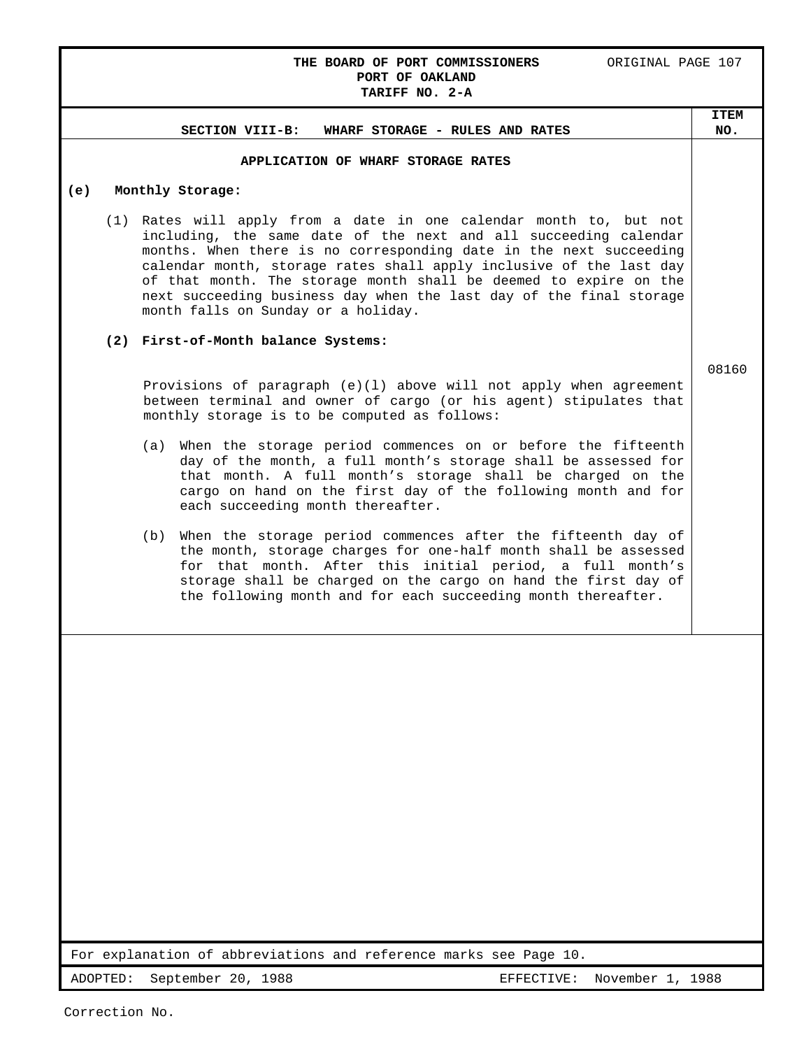THE BOARD OF PORT COMMISSIONERS
PORT OF OAKLAND
TARIFF NO. 2-A

ORIGINAL PAGE 107

## SECTION VIII-B: WHARF STORAGE - RULES AND RATES

ITEM NO. 08160

### APPLICATION OF WHARF STORAGE RATES

**(e) Monthly Storage:**

(1) Rates will apply from a date in one calendar month to, but not including, the same date of the next and all succeeding calendar months. When there is no corresponding date in the next succeeding calendar month, storage rates shall apply inclusive of the last day of that month. The storage month shall be deemed to expire on the next succeeding business day when the last day of the final storage month falls on Sunday or a holiday.

**(2) First-of-Month balance Systems:**

Provisions of paragraph (e)(l) above will not apply when agreement between terminal and owner of cargo (or his agent) stipulates that monthly storage is to be computed as follows:

(a) When the storage period commences on or before the fifteenth day of the month, a full month's storage shall be assessed for that month. A full month's storage shall be charged on the cargo on hand on the first day of the following month and for each succeeding month thereafter.

(b) When the storage period commences after the fifteenth day of the month, storage charges for one-half month shall be assessed for that month. After this initial period, a full month's storage shall be charged on the cargo on hand the first day of the following month and for each succeeding month thereafter.

For explanation of abbreviations and reference marks see Page 10.

ADOPTED: September 20, 1988 EFFECTIVE: November 1, 1988

Correction No.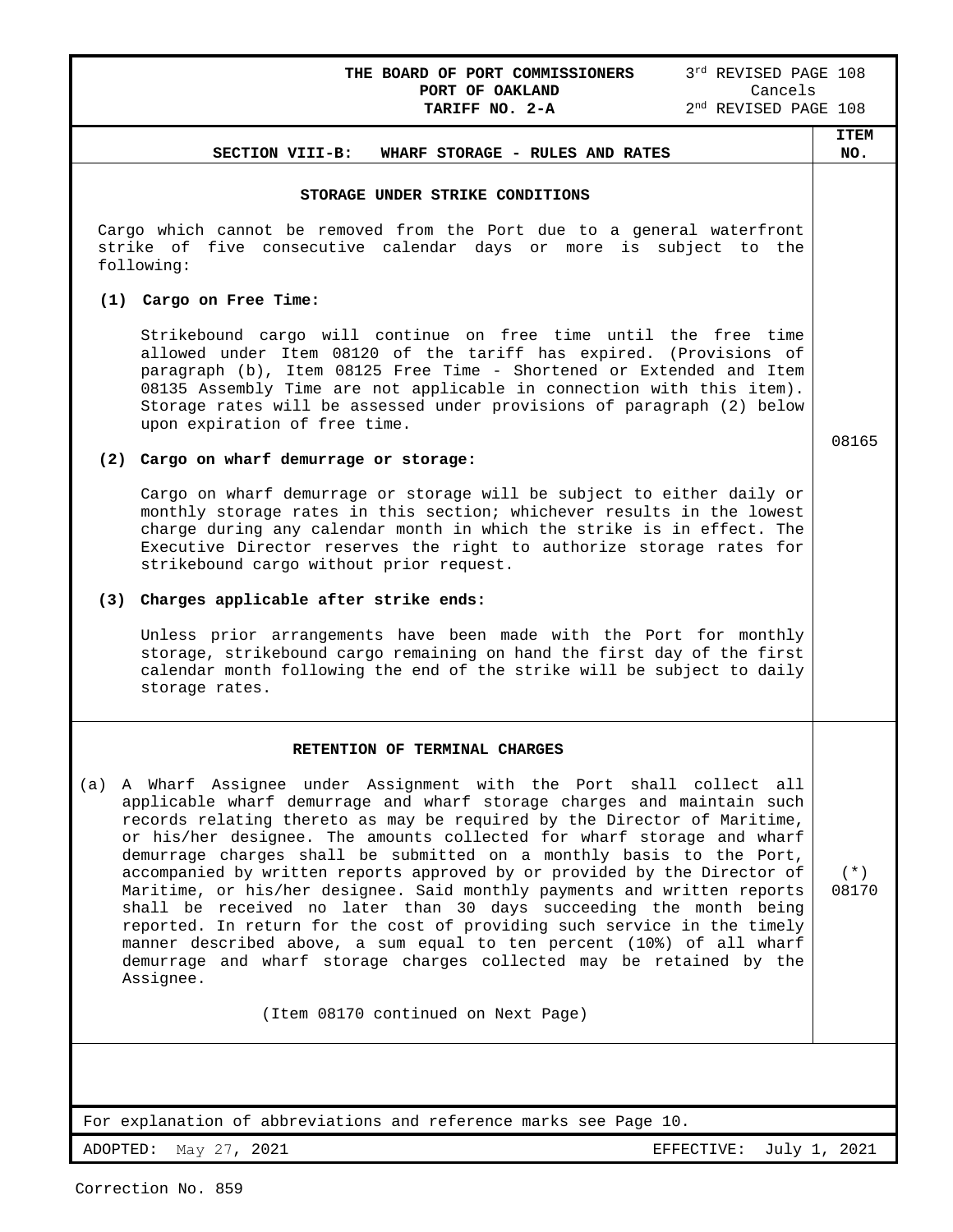THE BOARD OF PORT COMMISSIONERS
PORT OF OAKLAND
TARIFF NO. 2-A

3rd REVISED PAGE 108
Cancels
2nd REVISED PAGE 108

## SECTION VIII-B: WHARF STORAGE - RULES AND RATES

### STORAGE UNDER STRIKE CONDITIONS

**ITEM NO. 08165**

Cargo which cannot be removed from the Port due to a general waterfront strike of five consecutive calendar days or more is subject to the following:

**(1) Cargo on Free Time:**

Strikebound cargo will continue on free time until the free time allowed under Item 08120 of the tariff has expired. (Provisions of paragraph (b), Item 08125 Free Time - Shortened or Extended and Item 08135 Assembly Time are not applicable in connection with this item). Storage rates will be assessed under provisions of paragraph (2) below upon expiration of free time.

**(2) Cargo on wharf demurrage or storage:**

Cargo on wharf demurrage or storage will be subject to either daily or monthly storage rates in this section; whichever results in the lowest charge during any calendar month in which the strike is in effect. The Executive Director reserves the right to authorize storage rates for strikebound cargo without prior request.

**(3) Charges applicable after strike ends:**

Unless prior arrangements have been made with the Port for monthly storage, strikebound cargo remaining on hand the first day of the first calendar month following the end of the strike will be subject to daily storage rates.

### RETENTION OF TERMINAL CHARGES

**ITEM NO. (*) 08170**

(a) A Wharf Assignee under Assignment with the Port shall collect all applicable wharf demurrage and wharf storage charges and maintain such records relating thereto as may be required by the Director of Maritime, or his/her designee. The amounts collected for wharf storage and wharf demurrage charges shall be submitted on a monthly basis to the Port, accompanied by written reports approved by or provided by the Director of Maritime, or his/her designee. Said monthly payments and written reports shall be received no later than 30 days succeeding the month being reported. In return for the cost of providing such service in the timely manner described above, a sum equal to ten percent (10%) of all wharf demurrage and wharf storage charges collected may be retained by the Assignee.

(Item 08170 continued on Next Page)

For explanation of abbreviations and reference marks see Page 10.

ADOPTED: May 27, 2021 EFFECTIVE: July 1, 2021

Correction No. 859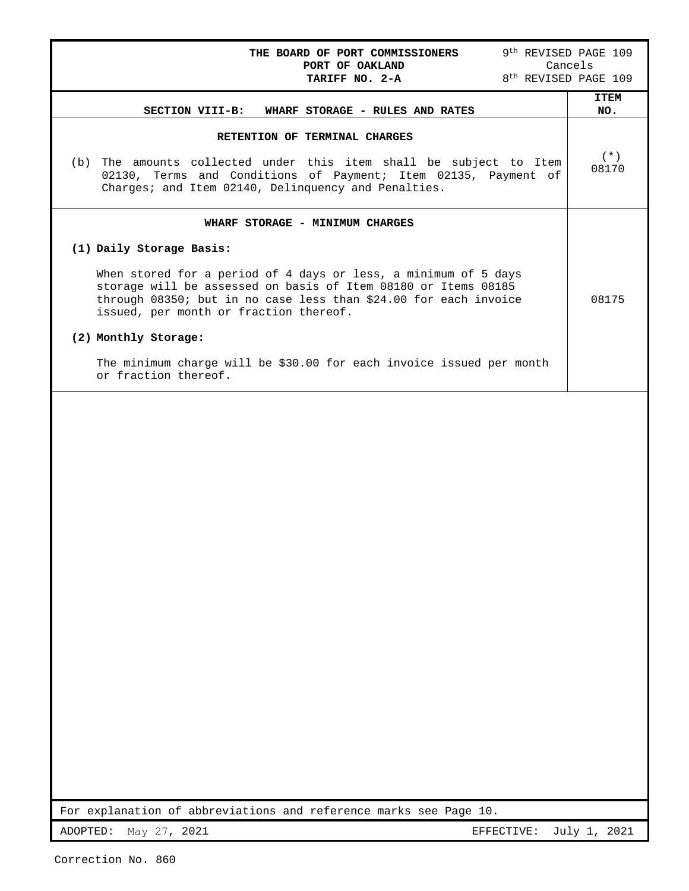**THE BOARD OF PORT COMMISSIONERS**
**PORT OF OAKLAND**
**TARIFF NO. 2-A**

9th REVISED PAGE 109
Cancels
8th REVISED PAGE 109

| **SECTION VIII-B: WHARF STORAGE - RULES AND RATES** | **ITEM NO.** |
|---|---|
| **RETENTION OF TERMINAL CHARGES**<br><br>(b) The amounts collected under this item shall be subject to Item 02130, Terms and Conditions of Payment; Item 02135, Payment of Charges; and Item 02140, Delinquency and Penalties. | (*) 08170 |
| **WHARF STORAGE - MINIMUM CHARGES**<br><br>**(1) Daily Storage Basis:**<br><br>When stored for a period of 4 days or less, a minimum of 5 days storage will be assessed on basis of Item 08180 or Items 08185 through 08350; but in no case less than $24.00 for each invoice issued, per month or fraction thereof.<br><br>**(2) Monthly Storage:**<br><br>The minimum charge will be $30.00 for each invoice issued per month or fraction thereof. | 08175 |

For explanation of abbreviations and reference marks see Page 10.

ADOPTED: May 27, 2021 — EFFECTIVE: July 1, 2021

Correction No. 860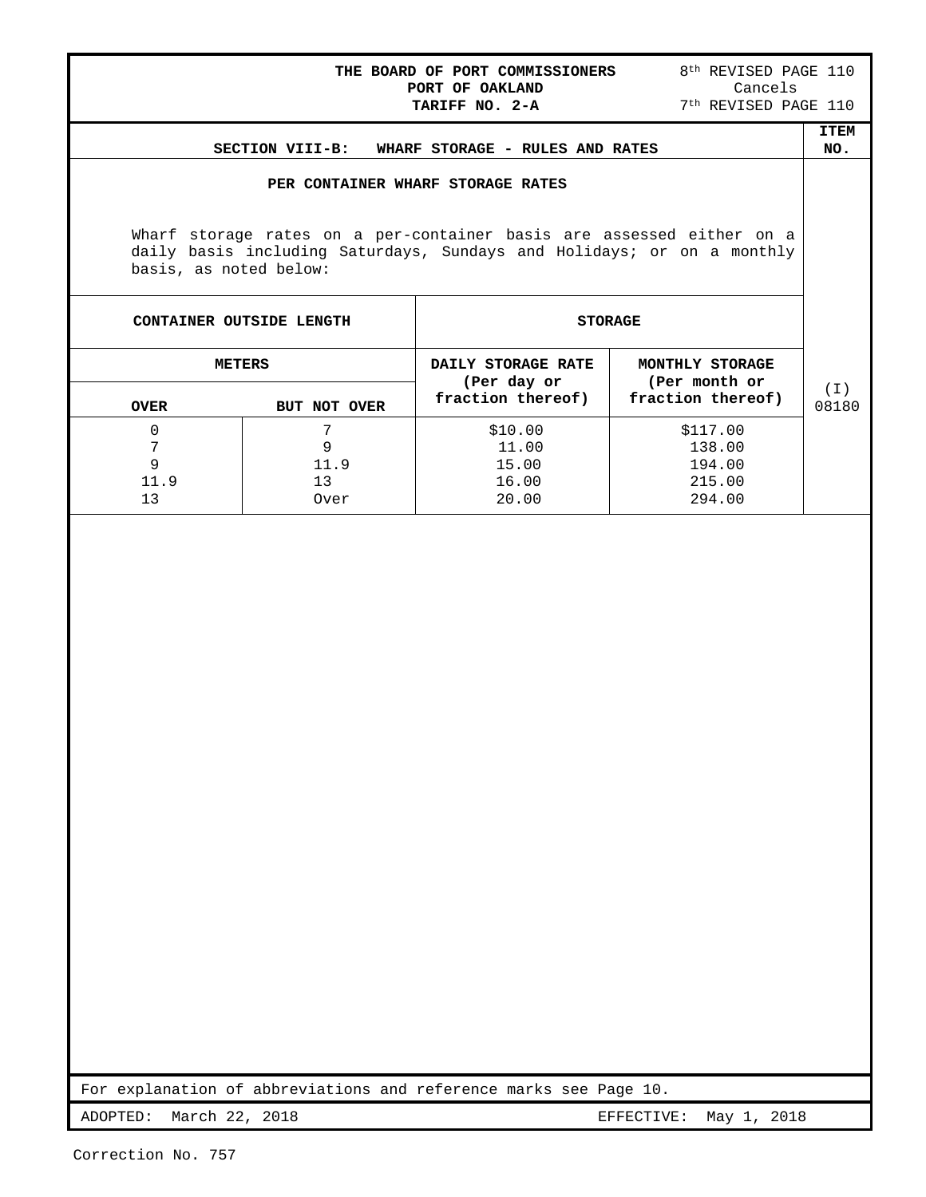THE BOARD OF PORT COMMISSIONERS
PORT OF OAKLAND
TARIFF NO. 2-A

8th REVISED PAGE 110
Cancels
7th REVISED PAGE 110

## SECTION VIII-B: WHARF STORAGE - RULES AND RATES

ITEM NO. (I) 08180

### PER CONTAINER WHARF STORAGE RATES

Wharf storage rates on a per-container basis are assessed either on a daily basis including Saturdays, Sundays and Holidays; or on a monthly basis, as noted below:

| CONTAINER OUTSIDE LENGTH | | STORAGE | |
|---|---|---|---|
| METERS | | DAILY STORAGE RATE (Per day or fraction thereof) | MONTHLY STORAGE (Per month or fraction thereof) |
| OVER | BUT NOT OVER | | |
| 0 | 7 | $10.00 | $117.00 |
| 7 | 9 | 11.00 | 138.00 |
| 9 | 11.9 | 15.00 | 194.00 |
| 11.9 | 13 | 16.00 | 215.00 |
| 13 | Over | 20.00 | 294.00 |

For explanation of abbreviations and reference marks see Page 10.

ADOPTED: March 22, 2018 EFFECTIVE: May 1, 2018

Correction No. 757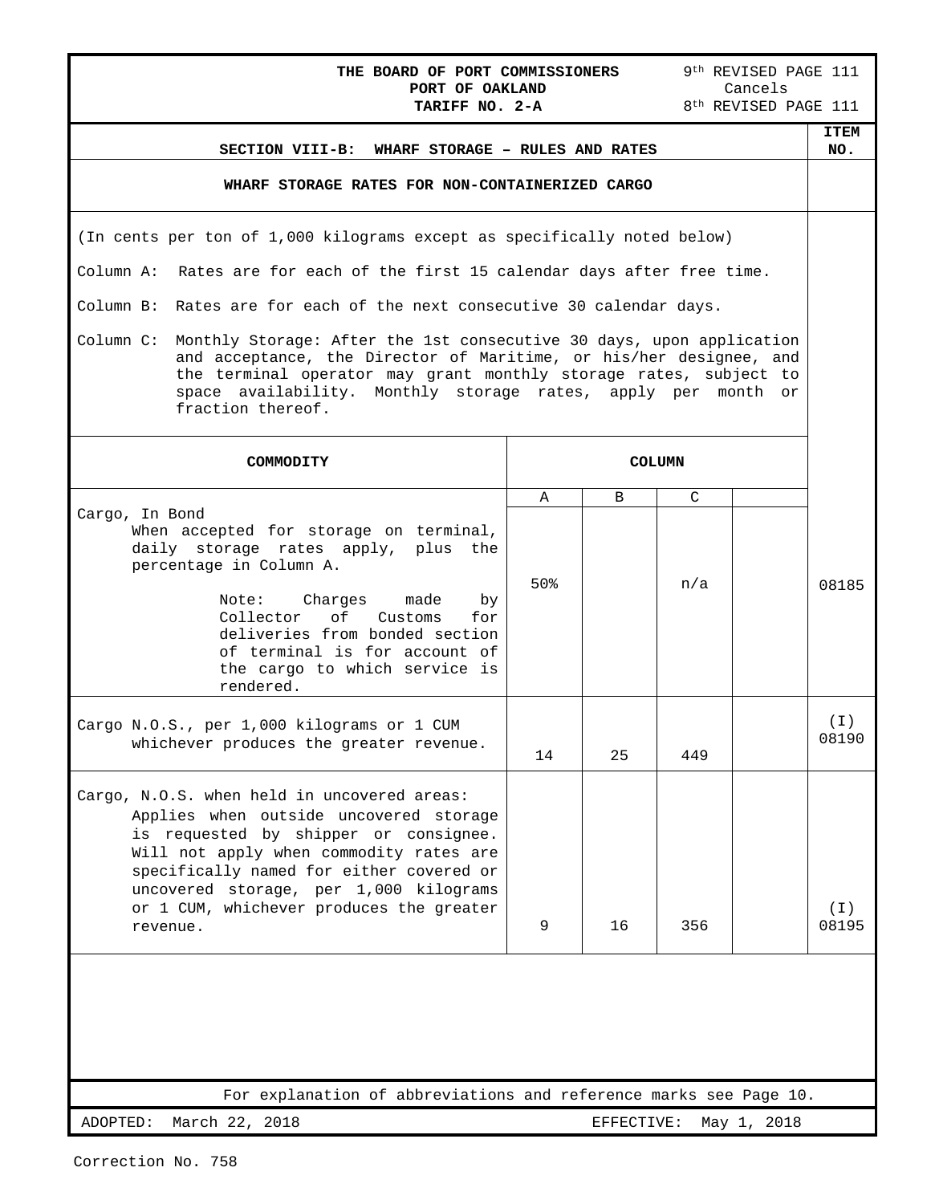**THE BOARD OF PORT COMMISSIONERS**
**PORT OF OAKLAND**
**TARIFF NO. 2-A**

9th REVISED PAGE 111
Cancels
8th REVISED PAGE 111

## SECTION VIII-B: WHARF STORAGE – RULES AND RATES

### WHARF STORAGE RATES FOR NON-CONTAINERIZED CARGO

(In cents per ton of 1,000 kilograms except as specifically noted below)

Column A: Rates are for each of the first 15 calendar days after free time.

Column B: Rates are for each of the next consecutive 30 calendar days.

Column C: Monthly Storage: After the 1st consecutive 30 days, upon application and acceptance, the Director of Maritime, or his/her designee, and the terminal operator may grant monthly storage rates, subject to space availability. Monthly storage rates, apply per month or fraction thereof.

| COMMODITY | COLUMN A | COLUMN B | COLUMN C | | ITEM NO. |
|---|---|---|---|---|---|
| Cargo, In Bond<br>When accepted for storage on terminal, daily storage rates apply, plus the percentage in Column A.<br>Note: Charges made by Collector of Customs for deliveries from bonded section of terminal is for account of the cargo to which service is rendered. | 50% | | n/a | | 08185 |
| Cargo N.O.S., per 1,000 kilograms or 1 CUM whichever produces the greater revenue. | 14 | 25 | 449 | | (I) 08190 |
| Cargo, N.O.S. when held in uncovered areas: Applies when outside uncovered storage is requested by shipper or consignee. Will not apply when commodity rates are specifically named for either covered or uncovered storage, per 1,000 kilograms or 1 CUM, whichever produces the greater revenue. | 9 | 16 | 356 | | (I) 08195 |

For explanation of abbreviations and reference marks see Page 10.

ADOPTED: March 22, 2018 EFFECTIVE: May 1, 2018

Correction No. 758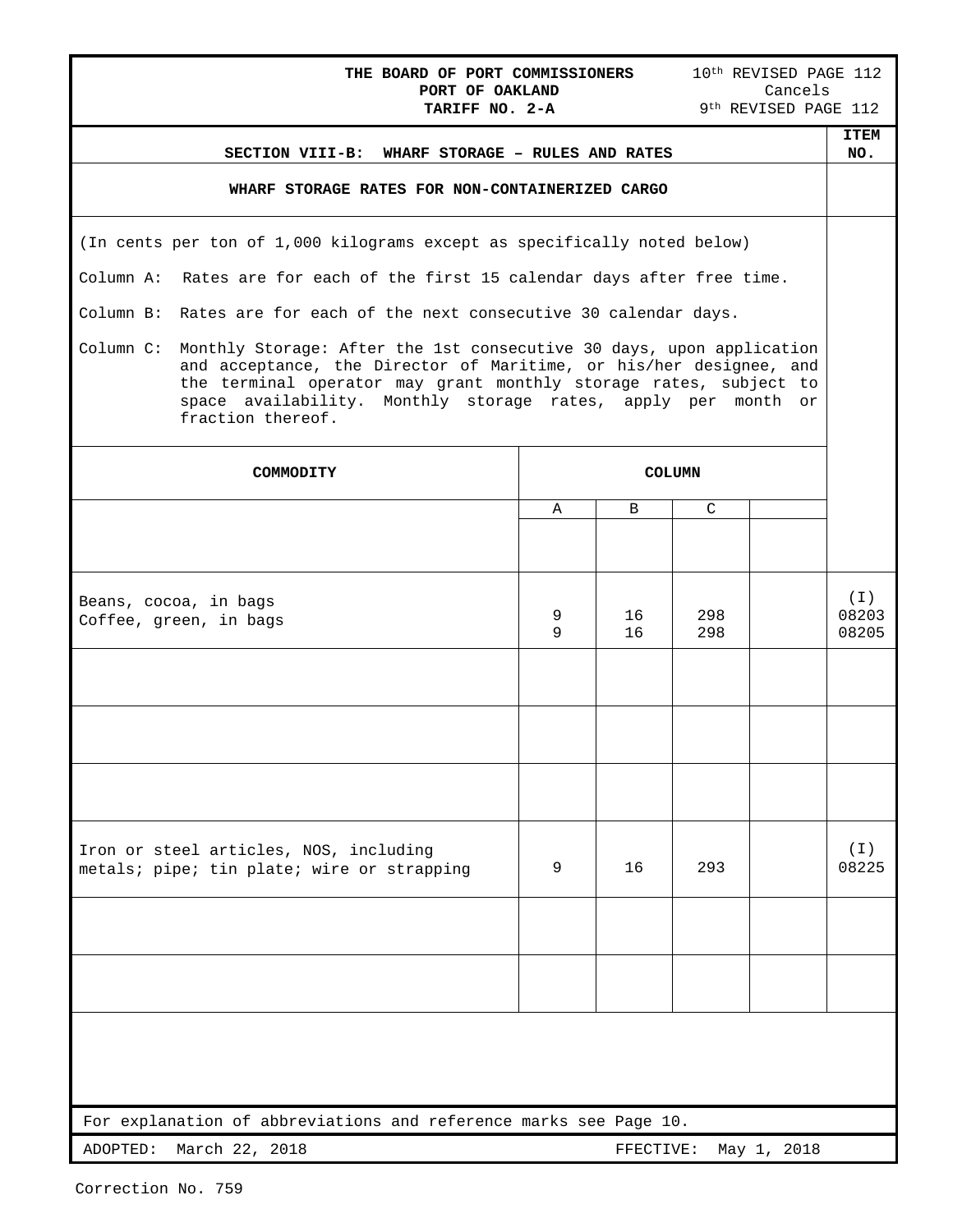**THE BOARD OF PORT COMMISSIONERS**
**PORT OF OAKLAND**
**TARIFF NO. 2-A**

10th REVISED PAGE 112
Cancels
9th REVISED PAGE 112

## SECTION VIII-B: WHARF STORAGE – RULES AND RATES

### WHARF STORAGE RATES FOR NON-CONTAINERIZED CARGO

(In cents per ton of 1,000 kilograms except as specifically noted below)

Column A: Rates are for each of the first 15 calendar days after free time.

Column B: Rates are for each of the next consecutive 30 calendar days.

Column C: Monthly Storage: After the 1st consecutive 30 days, upon application and acceptance, the Director of Maritime, or his/her designee, and the terminal operator may grant monthly storage rates, subject to space availability. Monthly storage rates, apply per month or fraction thereof.

| COMMODITY | COLUMN | | | | ITEM NO. |
|---|---|---|---|---|---|
| | A | B | C | | |
| Beans, cocoa, in bags | 9 | 16 | 298 | | (I) 08203 |
| Coffee, green, in bags | 9 | 16 | 298 | | 08205 |
| Iron or steel articles, NOS, including metals; pipe; tin plate; wire or strapping | 9 | 16 | 293 | | (I) 08225 |

For explanation of abbreviations and reference marks see Page 10.

ADOPTED: March 22, 2018 FFECTIVE: May 1, 2018

Correction No. 759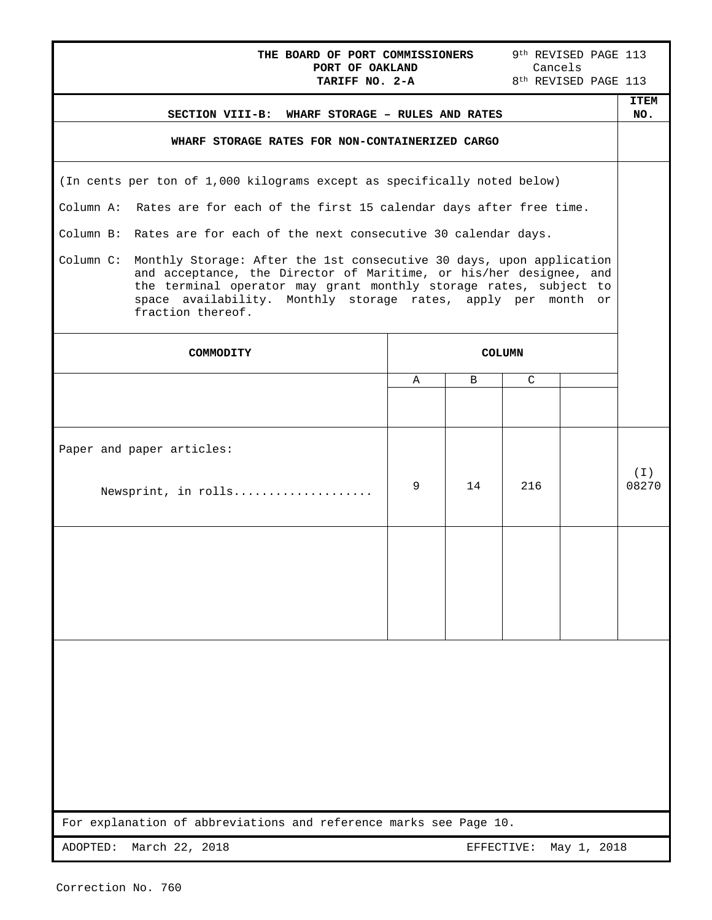**THE BOARD OF PORT COMMISSIONERS**
**PORT OF OAKLAND**
**TARIFF NO. 2-A**

9th REVISED PAGE 113
Cancels
8th REVISED PAGE 113

## SECTION VIII-B: WHARF STORAGE – RULES AND RATES

**ITEM NO.**

### WHARF STORAGE RATES FOR NON-CONTAINERIZED CARGO

(In cents per ton of 1,000 kilograms except as specifically noted below)

Column A: Rates are for each of the first 15 calendar days after free time.

Column B: Rates are for each of the next consecutive 30 calendar days.

Column C: Monthly Storage: After the 1st consecutive 30 days, upon application and acceptance, the Director of Maritime, or his/her designee, and the terminal operator may grant monthly storage rates, subject to space availability. Monthly storage rates, apply per month or fraction thereof.

| COMMODITY | COLUMN | | | | ITEM NO. |
|---|---|---|---|---|---|
| | A | B | C | | |
| Paper and paper articles: | | | | | |
| Newsprint, in rolls.................... | 9 | 14 | 216 | | (I) 08270 |

For explanation of abbreviations and reference marks see Page 10.

ADOPTED: March 22, 2018

EFFECTIVE: May 1, 2018

Correction No. 760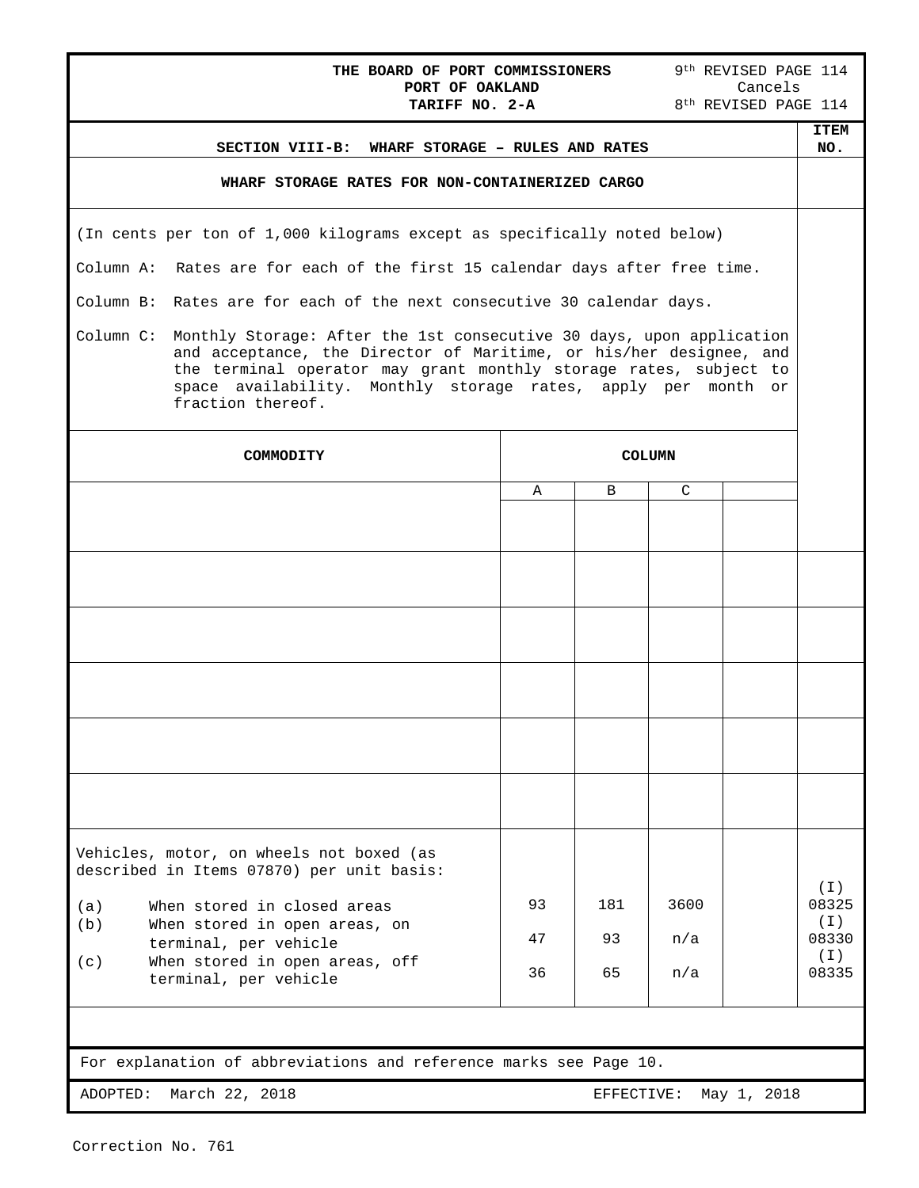**THE BOARD OF PORT COMMISSIONERS**
**PORT OF OAKLAND**
**TARIFF NO. 2-A**

9th REVISED PAGE 114
Cancels
8th REVISED PAGE 114

## SECTION VIII-B: WHARF STORAGE – RULES AND RATES

### WHARF STORAGE RATES FOR NON-CONTAINERIZED CARGO

(In cents per ton of 1,000 kilograms except as specifically noted below)

Column A: Rates are for each of the first 15 calendar days after free time.

Column B: Rates are for each of the next consecutive 30 calendar days.

Column C: Monthly Storage: After the 1st consecutive 30 days, upon application and acceptance, the Director of Maritime, or his/her designee, and the terminal operator may grant monthly storage rates, subject to space availability. Monthly storage rates, apply per month or fraction thereof.

| COMMODITY | COLUMN A | COLUMN B | COLUMN C | | ITEM NO. |
|---|---|---|---|---|---|
| Vehicles, motor, on wheels not boxed (as described in Items 07870) per unit basis: | | | | | |
| (a) When stored in closed areas | 93 | 181 | 3600 | | (I) 08325 |
| (b) When stored in open areas, on terminal, per vehicle | 47 | 93 | n/a | | (I) 08330 |
| (c) When stored in open areas, off terminal, per vehicle | 36 | 65 | n/a | | (I) 08335 |

For explanation of abbreviations and reference marks see Page 10.

ADOPTED: March 22, 2018 EFFECTIVE: May 1, 2018

Correction No. 761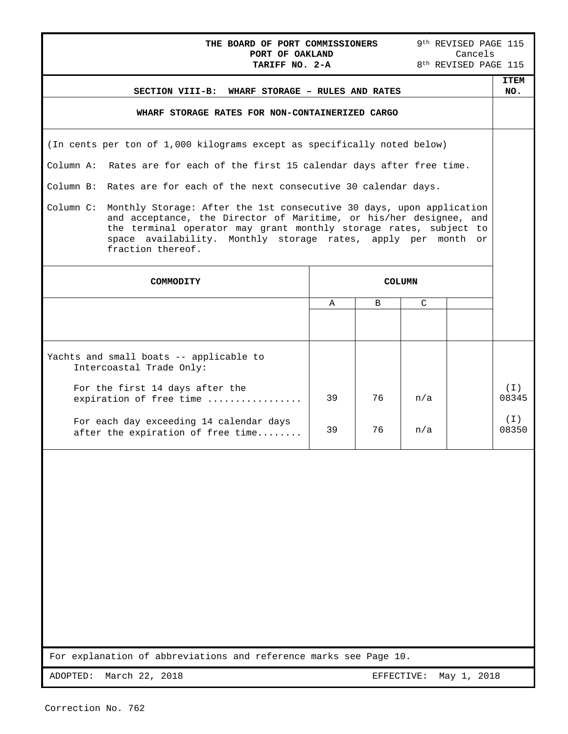**THE BOARD OF PORT COMMISSIONERS**
**PORT OF OAKLAND**
**TARIFF NO. 2-A**

9th REVISED PAGE 115
Cancels
8th REVISED PAGE 115

## SECTION VIII-B: WHARF STORAGE – RULES AND RATES

**ITEM NO.**

### WHARF STORAGE RATES FOR NON-CONTAINERIZED CARGO

(In cents per ton of 1,000 kilograms except as specifically noted below)

Column A: Rates are for each of the first 15 calendar days after free time.

Column B: Rates are for each of the next consecutive 30 calendar days.

Column C: Monthly Storage: After the 1st consecutive 30 days, upon application and acceptance, the Director of Maritime, or his/her designee, and the terminal operator may grant monthly storage rates, subject to space availability. Monthly storage rates, apply per month or fraction thereof.

| COMMODITY | COLUMN A | COLUMN B | COLUMN C | | ITEM NO. |
|---|---|---|---|---|---|
| Yachts and small boats -- applicable to Intercoastal Trade Only: | | | | | |
| For the first 14 days after the expiration of free time ................ | 39 | 76 | n/a | | (I) 08345 |
| For each day exceeding 14 calendar days after the expiration of free time........ | 39 | 76 | n/a | | (I) 08350 |

For explanation of abbreviations and reference marks see Page 10.

ADOPTED: March 22, 2018 EFFECTIVE: May 1, 2018

Correction No. 762